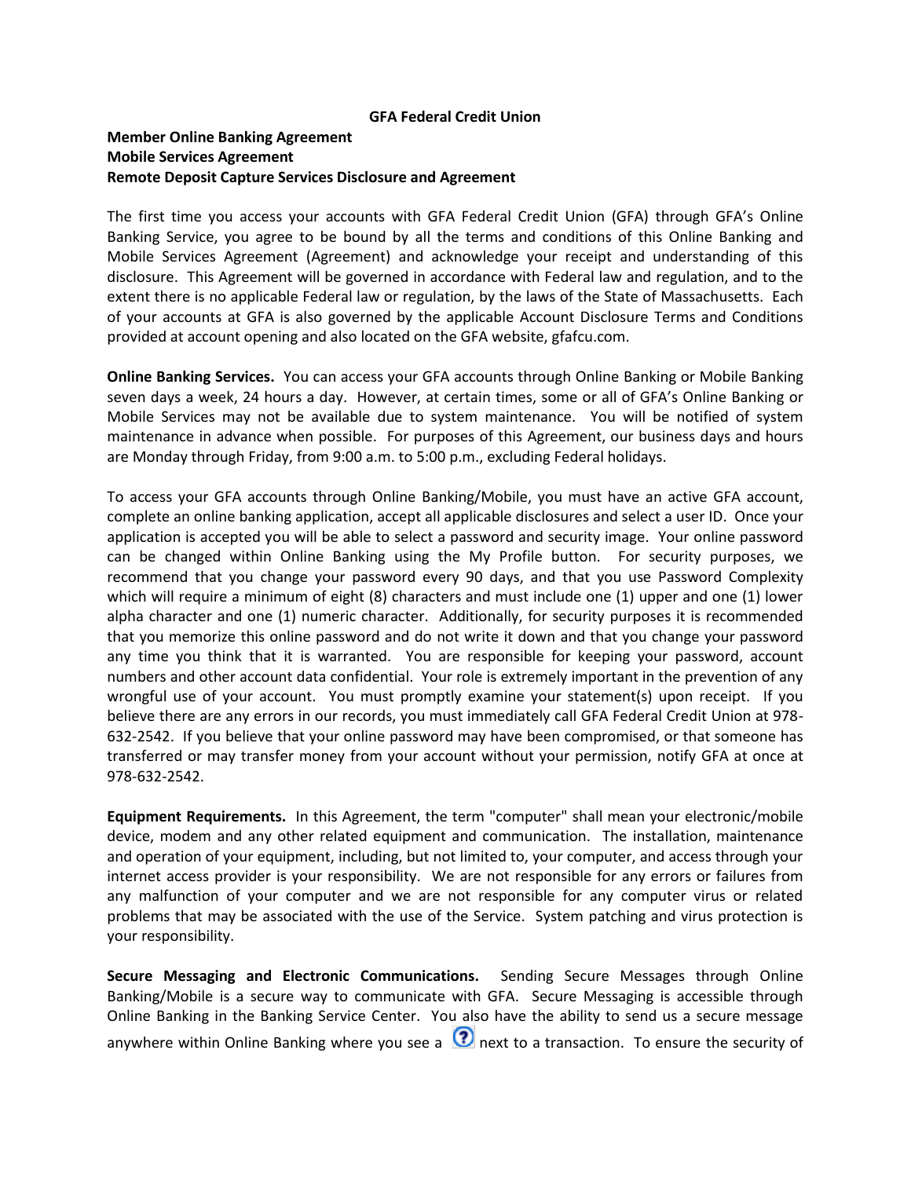**GFA Federal Credit Union**

**Member Online Banking Agreement**
**Mobile Services Agreement**
**Remote Deposit Capture Services Disclosure and Agreement**

The first time you access your accounts with GFA Federal Credit Union (GFA) through GFA's Online Banking Service, you agree to be bound by all the terms and conditions of this Online Banking and Mobile Services Agreement (Agreement) and acknowledge your receipt and understanding of this disclosure. This Agreement will be governed in accordance with Federal law and regulation, and to the extent there is no applicable Federal law or regulation, by the laws of the State of Massachusetts. Each of your accounts at GFA is also governed by the applicable Account Disclosure Terms and Conditions provided at account opening and also located on the GFA website, gfafcu.com.

**Online Banking Services.** You can access your GFA accounts through Online Banking or Mobile Banking seven days a week, 24 hours a day. However, at certain times, some or all of GFA's Online Banking or Mobile Services may not be available due to system maintenance. You will be notified of system maintenance in advance when possible. For purposes of this Agreement, our business days and hours are Monday through Friday, from 9:00 a.m. to 5:00 p.m., excluding Federal holidays.

To access your GFA accounts through Online Banking/Mobile, you must have an active GFA account, complete an online banking application, accept all applicable disclosures and select a user ID. Once your application is accepted you will be able to select a password and security image. Your online password can be changed within Online Banking using the My Profile button. For security purposes, we recommend that you change your password every 90 days, and that you use Password Complexity which will require a minimum of eight (8) characters and must include one (1) upper and one (1) lower alpha character and one (1) numeric character. Additionally, for security purposes it is recommended that you memorize this online password and do not write it down and that you change your password any time you think that it is warranted. You are responsible for keeping your password, account numbers and other account data confidential. Your role is extremely important in the prevention of any wrongful use of your account. You must promptly examine your statement(s) upon receipt. If you believe there are any errors in our records, you must immediately call GFA Federal Credit Union at 978-632-2542. If you believe that your online password may have been compromised, or that someone has transferred or may transfer money from your account without your permission, notify GFA at once at 978-632-2542.

**Equipment Requirements.** In this Agreement, the term "computer" shall mean your electronic/mobile device, modem and any other related equipment and communication. The installation, maintenance and operation of your equipment, including, but not limited to, your computer, and access through your internet access provider is your responsibility. We are not responsible for any errors or failures from any malfunction of your computer and we are not responsible for any computer virus or related problems that may be associated with the use of the Service. System patching and virus protection is your responsibility.

**Secure Messaging and Electronic Communications.** Sending Secure Messages through Online Banking/Mobile is a secure way to communicate with GFA. Secure Messaging is accessible through Online Banking in the Banking Service Center. You also have the ability to send us a secure message anywhere within Online Banking where you see a ? next to a transaction. To ensure the security of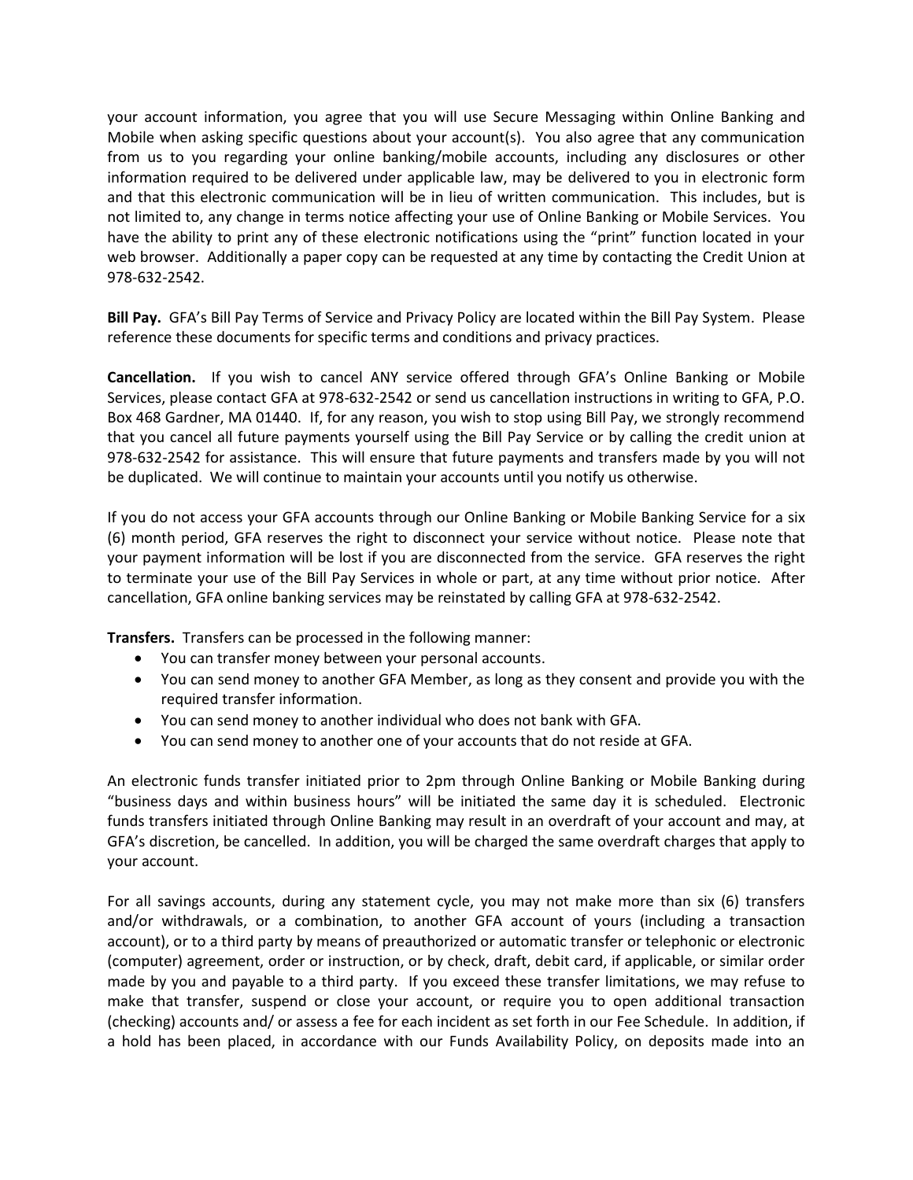your account information, you agree that you will use Secure Messaging within Online Banking and Mobile when asking specific questions about your account(s). You also agree that any communication from us to you regarding your online banking/mobile accounts, including any disclosures or other information required to be delivered under applicable law, may be delivered to you in electronic form and that this electronic communication will be in lieu of written communication. This includes, but is not limited to, any change in terms notice affecting your use of Online Banking or Mobile Services. You have the ability to print any of these electronic notifications using the "print" function located in your web browser. Additionally a paper copy can be requested at any time by contacting the Credit Union at 978-632-2542.

**Bill Pay.** GFA's Bill Pay Terms of Service and Privacy Policy are located within the Bill Pay System. Please reference these documents for specific terms and conditions and privacy practices.

**Cancellation.** If you wish to cancel ANY service offered through GFA's Online Banking or Mobile Services, please contact GFA at 978-632-2542 or send us cancellation instructions in writing to GFA, P.O. Box 468 Gardner, MA 01440. If, for any reason, you wish to stop using Bill Pay, we strongly recommend that you cancel all future payments yourself using the Bill Pay Service or by calling the credit union at 978-632-2542 for assistance. This will ensure that future payments and transfers made by you will not be duplicated. We will continue to maintain your accounts until you notify us otherwise.

If you do not access your GFA accounts through our Online Banking or Mobile Banking Service for a six (6) month period, GFA reserves the right to disconnect your service without notice. Please note that your payment information will be lost if you are disconnected from the service. GFA reserves the right to terminate your use of the Bill Pay Services in whole or part, at any time without prior notice. After cancellation, GFA online banking services may be reinstated by calling GFA at 978-632-2542.

**Transfers.** Transfers can be processed in the following manner:

- You can transfer money between your personal accounts.
- You can send money to another GFA Member, as long as they consent and provide you with the required transfer information.
- You can send money to another individual who does not bank with GFA.
- You can send money to another one of your accounts that do not reside at GFA.

An electronic funds transfer initiated prior to 2pm through Online Banking or Mobile Banking during "business days and within business hours" will be initiated the same day it is scheduled. Electronic funds transfers initiated through Online Banking may result in an overdraft of your account and may, at GFA's discretion, be cancelled. In addition, you will be charged the same overdraft charges that apply to your account.

For all savings accounts, during any statement cycle, you may not make more than six (6) transfers and/or withdrawals, or a combination, to another GFA account of yours (including a transaction account), or to a third party by means of preauthorized or automatic transfer or telephonic or electronic (computer) agreement, order or instruction, or by check, draft, debit card, if applicable, or similar order made by you and payable to a third party. If you exceed these transfer limitations, we may refuse to make that transfer, suspend or close your account, or require you to open additional transaction (checking) accounts and/ or assess a fee for each incident as set forth in our Fee Schedule. In addition, if a hold has been placed, in accordance with our Funds Availability Policy, on deposits made into an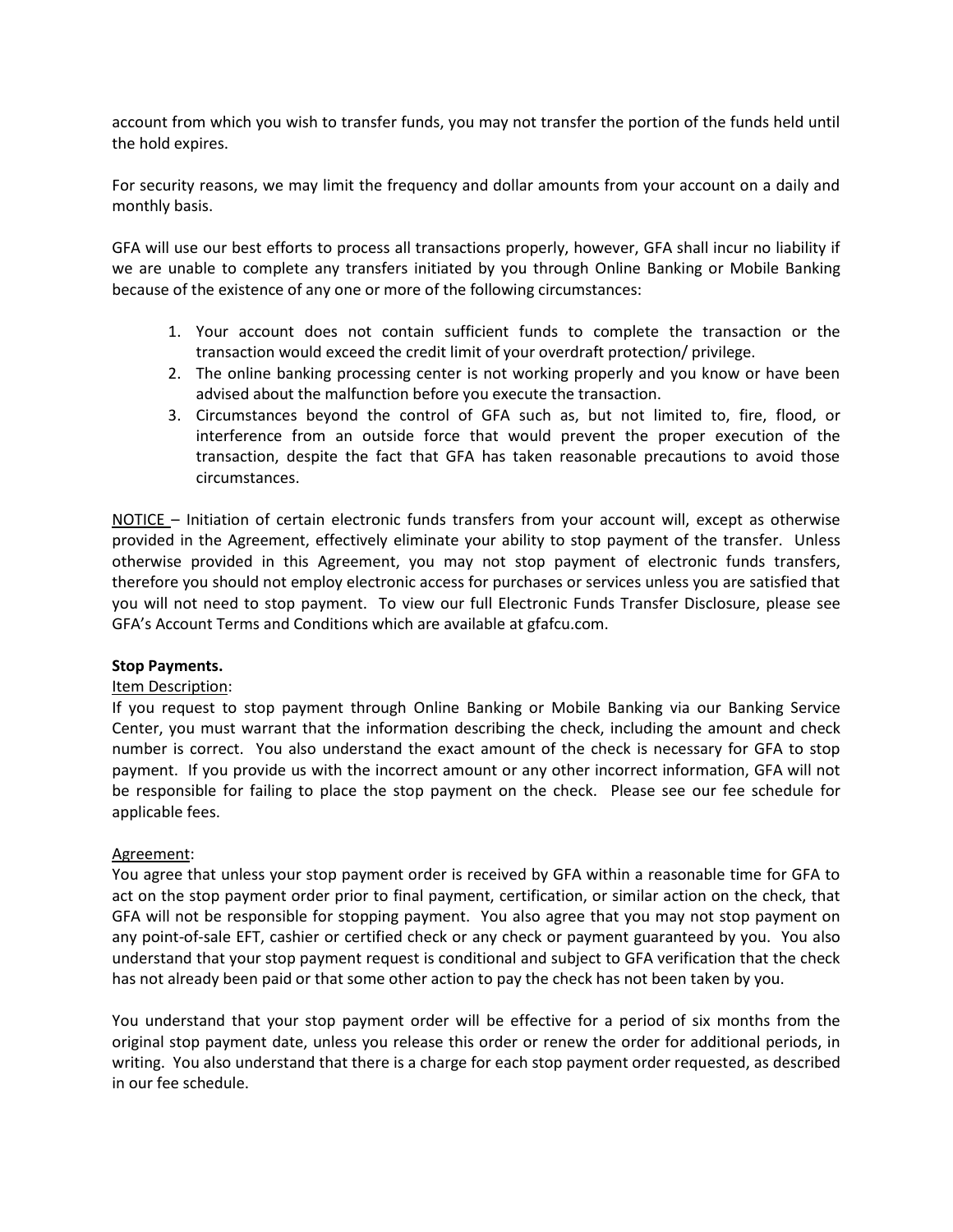account from which you wish to transfer funds, you may not transfer the portion of the funds held until the hold expires.

For security reasons, we may limit the frequency and dollar amounts from your account on a daily and monthly basis.

GFA will use our best efforts to process all transactions properly, however, GFA shall incur no liability if we are unable to complete any transfers initiated by you through Online Banking or Mobile Banking because of the existence of any one or more of the following circumstances:

1. Your account does not contain sufficient funds to complete the transaction or the transaction would exceed the credit limit of your overdraft protection/ privilege.
2. The online banking processing center is not working properly and you know or have been advised about the malfunction before you execute the transaction.
3. Circumstances beyond the control of GFA such as, but not limited to, fire, flood, or interference from an outside force that would prevent the proper execution of the transaction, despite the fact that GFA has taken reasonable precautions to avoid those circumstances.

NOTICE – Initiation of certain electronic funds transfers from your account will, except as otherwise provided in the Agreement, effectively eliminate your ability to stop payment of the transfer. Unless otherwise provided in this Agreement, you may not stop payment of electronic funds transfers, therefore you should not employ electronic access for purchases or services unless you are satisfied that you will not need to stop payment. To view our full Electronic Funds Transfer Disclosure, please see GFA's Account Terms and Conditions which are available at gfafcu.com.

**Stop Payments.**

Item Description:

If you request to stop payment through Online Banking or Mobile Banking via our Banking Service Center, you must warrant that the information describing the check, including the amount and check number is correct. You also understand the exact amount of the check is necessary for GFA to stop payment. If you provide us with the incorrect amount or any other incorrect information, GFA will not be responsible for failing to place the stop payment on the check. Please see our fee schedule for applicable fees.

Agreement:

You agree that unless your stop payment order is received by GFA within a reasonable time for GFA to act on the stop payment order prior to final payment, certification, or similar action on the check, that GFA will not be responsible for stopping payment. You also agree that you may not stop payment on any point-of-sale EFT, cashier or certified check or any check or payment guaranteed by you. You also understand that your stop payment request is conditional and subject to GFA verification that the check has not already been paid or that some other action to pay the check has not been taken by you.

You understand that your stop payment order will be effective for a period of six months from the original stop payment date, unless you release this order or renew the order for additional periods, in writing. You also understand that there is a charge for each stop payment order requested, as described in our fee schedule.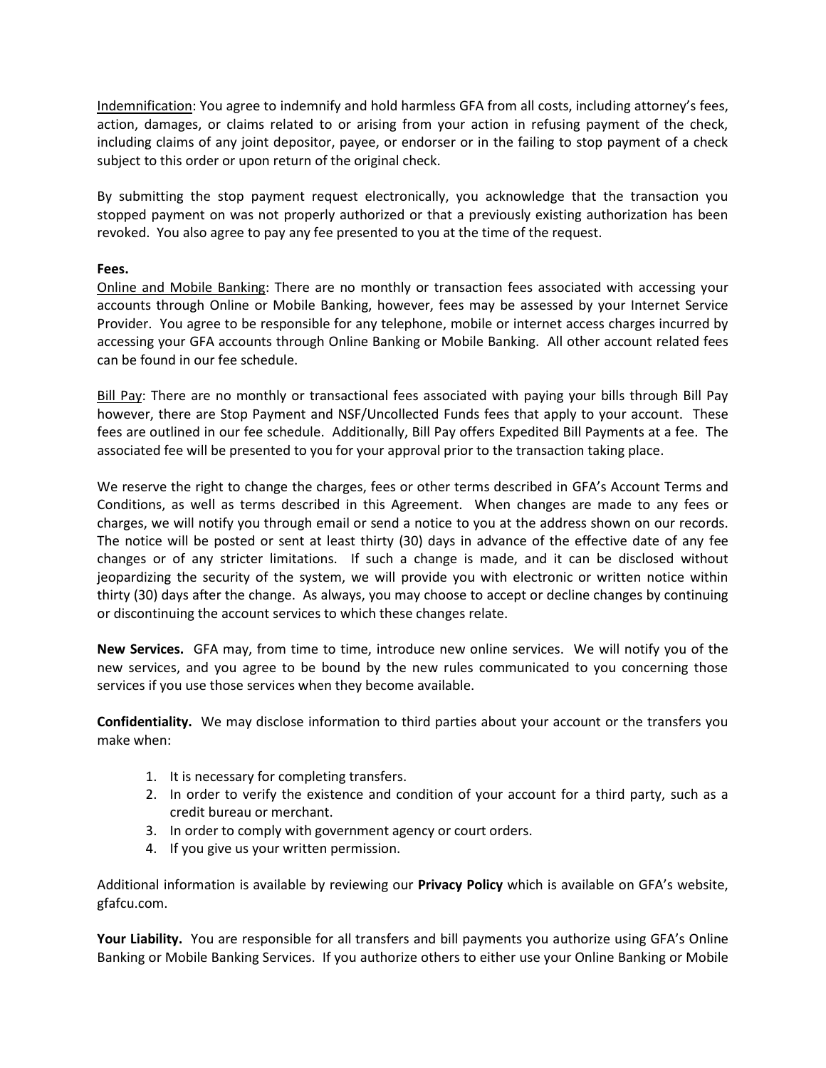<u>Indemnification</u>: You agree to indemnify and hold harmless GFA from all costs, including attorney's fees, action, damages, or claims related to or arising from your action in refusing payment of the check, including claims of any joint depositor, payee, or endorser or in the failing to stop payment of a check subject to this order or upon return of the original check.

By submitting the stop payment request electronically, you acknowledge that the transaction you stopped payment on was not properly authorized or that a previously existing authorization has been revoked. You also agree to pay any fee presented to you at the time of the request.

**Fees.**
<u>Online and Mobile Banking</u>: There are no monthly or transaction fees associated with accessing your accounts through Online or Mobile Banking, however, fees may be assessed by your Internet Service Provider. You agree to be responsible for any telephone, mobile or internet access charges incurred by accessing your GFA accounts through Online Banking or Mobile Banking. All other account related fees can be found in our fee schedule.

<u>Bill Pay</u>: There are no monthly or transactional fees associated with paying your bills through Bill Pay however, there are Stop Payment and NSF/Uncollected Funds fees that apply to your account. These fees are outlined in our fee schedule. Additionally, Bill Pay offers Expedited Bill Payments at a fee. The associated fee will be presented to you for your approval prior to the transaction taking place.

We reserve the right to change the charges, fees or other terms described in GFA's Account Terms and Conditions, as well as terms described in this Agreement. When changes are made to any fees or charges, we will notify you through email or send a notice to you at the address shown on our records. The notice will be posted or sent at least thirty (30) days in advance of the effective date of any fee changes or of any stricter limitations. If such a change is made, and it can be disclosed without jeopardizing the security of the system, we will provide you with electronic or written notice within thirty (30) days after the change. As always, you may choose to accept or decline changes by continuing or discontinuing the account services to which these changes relate.

**New Services.** GFA may, from time to time, introduce new online services. We will notify you of the new services, and you agree to be bound by the new rules communicated to you concerning those services if you use those services when they become available.

**Confidentiality.** We may disclose information to third parties about your account or the transfers you make when:

1. It is necessary for completing transfers.
2. In order to verify the existence and condition of your account for a third party, such as a credit bureau or merchant.
3. In order to comply with government agency or court orders.
4. If you give us your written permission.

Additional information is available by reviewing our **Privacy Policy** which is available on GFA's website, gfafcu.com.

**Your Liability.** You are responsible for all transfers and bill payments you authorize using GFA's Online Banking or Mobile Banking Services. If you authorize others to either use your Online Banking or Mobile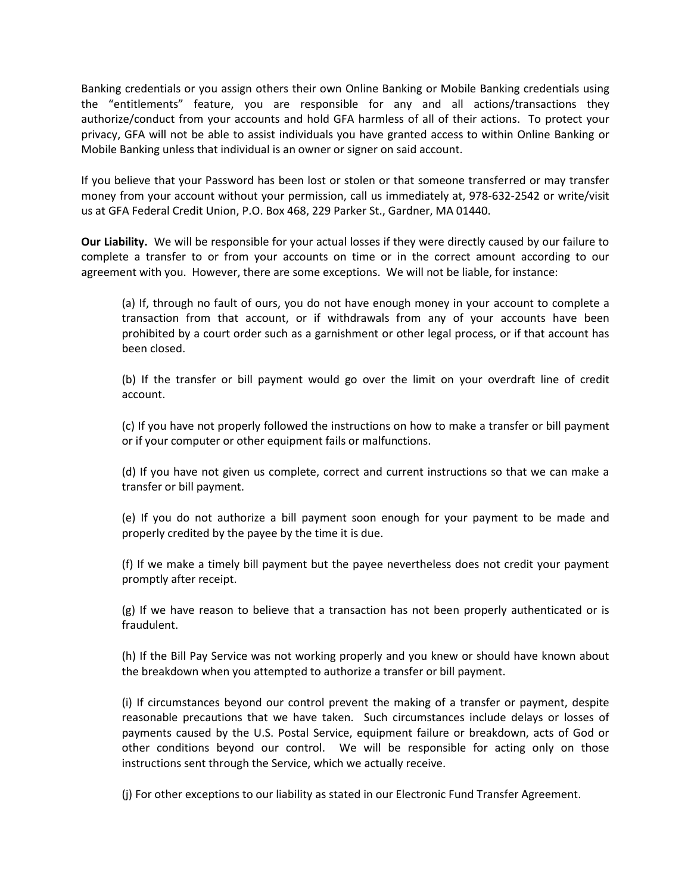Banking credentials or you assign others their own Online Banking or Mobile Banking credentials using the "entitlements" feature, you are responsible for any and all actions/transactions they authorize/conduct from your accounts and hold GFA harmless of all of their actions. To protect your privacy, GFA will not be able to assist individuals you have granted access to within Online Banking or Mobile Banking unless that individual is an owner or signer on said account.

If you believe that your Password has been lost or stolen or that someone transferred or may transfer money from your account without your permission, call us immediately at, 978-632-2542 or write/visit us at GFA Federal Credit Union, P.O. Box 468, 229 Parker St., Gardner, MA 01440.

**Our Liability.** We will be responsible for your actual losses if they were directly caused by our failure to complete a transfer to or from your accounts on time or in the correct amount according to our agreement with you. However, there are some exceptions. We will not be liable, for instance:

(a) If, through no fault of ours, you do not have enough money in your account to complete a transaction from that account, or if withdrawals from any of your accounts have been prohibited by a court order such as a garnishment or other legal process, or if that account has been closed.

(b) If the transfer or bill payment would go over the limit on your overdraft line of credit account.

(c) If you have not properly followed the instructions on how to make a transfer or bill payment or if your computer or other equipment fails or malfunctions.

(d) If you have not given us complete, correct and current instructions so that we can make a transfer or bill payment.

(e) If you do not authorize a bill payment soon enough for your payment to be made and properly credited by the payee by the time it is due.

(f) If we make a timely bill payment but the payee nevertheless does not credit your payment promptly after receipt.

(g) If we have reason to believe that a transaction has not been properly authenticated or is fraudulent.

(h) If the Bill Pay Service was not working properly and you knew or should have known about the breakdown when you attempted to authorize a transfer or bill payment.

(i) If circumstances beyond our control prevent the making of a transfer or payment, despite reasonable precautions that we have taken. Such circumstances include delays or losses of payments caused by the U.S. Postal Service, equipment failure or breakdown, acts of God or other conditions beyond our control. We will be responsible for acting only on those instructions sent through the Service, which we actually receive.

(j) For other exceptions to our liability as stated in our Electronic Fund Transfer Agreement.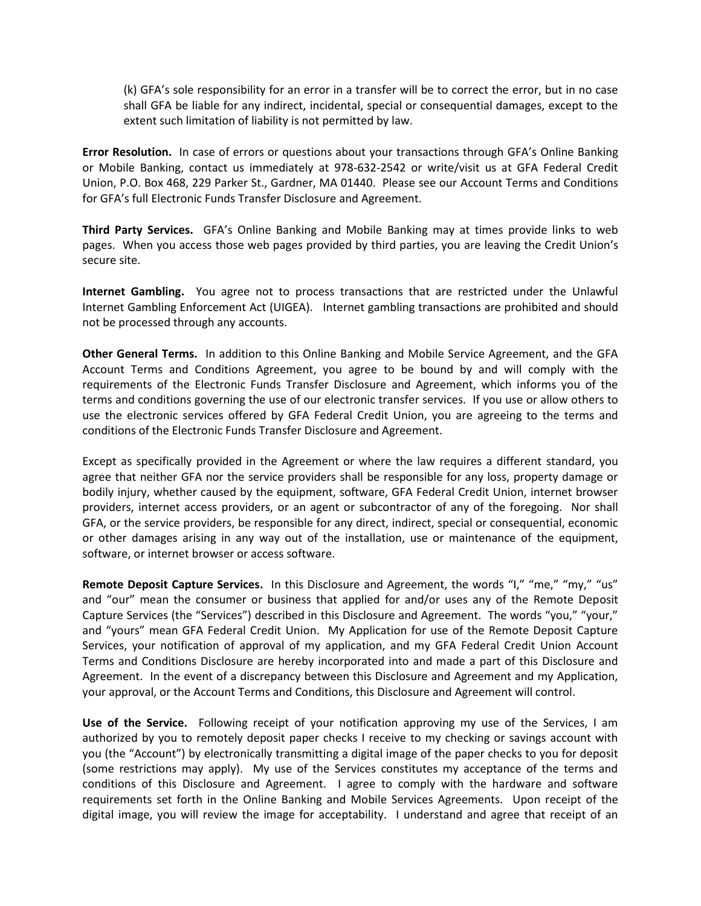(k) GFA's sole responsibility for an error in a transfer will be to correct the error, but in no case shall GFA be liable for any indirect, incidental, special or consequential damages, except to the extent such limitation of liability is not permitted by law.

**Error Resolution.** In case of errors or questions about your transactions through GFA's Online Banking or Mobile Banking, contact us immediately at 978-632-2542 or write/visit us at GFA Federal Credit Union, P.O. Box 468, 229 Parker St., Gardner, MA 01440. Please see our Account Terms and Conditions for GFA's full Electronic Funds Transfer Disclosure and Agreement.

**Third Party Services.** GFA's Online Banking and Mobile Banking may at times provide links to web pages. When you access those web pages provided by third parties, you are leaving the Credit Union's secure site.

**Internet Gambling.** You agree not to process transactions that are restricted under the Unlawful Internet Gambling Enforcement Act (UIGEA). Internet gambling transactions are prohibited and should not be processed through any accounts.

**Other General Terms.** In addition to this Online Banking and Mobile Service Agreement, and the GFA Account Terms and Conditions Agreement, you agree to be bound by and will comply with the requirements of the Electronic Funds Transfer Disclosure and Agreement, which informs you of the terms and conditions governing the use of our electronic transfer services. If you use or allow others to use the electronic services offered by GFA Federal Credit Union, you are agreeing to the terms and conditions of the Electronic Funds Transfer Disclosure and Agreement.

Except as specifically provided in the Agreement or where the law requires a different standard, you agree that neither GFA nor the service providers shall be responsible for any loss, property damage or bodily injury, whether caused by the equipment, software, GFA Federal Credit Union, internet browser providers, internet access providers, or an agent or subcontractor of any of the foregoing. Nor shall GFA, or the service providers, be responsible for any direct, indirect, special or consequential, economic or other damages arising in any way out of the installation, use or maintenance of the equipment, software, or internet browser or access software.

**Remote Deposit Capture Services.** In this Disclosure and Agreement, the words "I," "me," "my," "us" and "our" mean the consumer or business that applied for and/or uses any of the Remote Deposit Capture Services (the "Services") described in this Disclosure and Agreement. The words "you," "your," and "yours" mean GFA Federal Credit Union. My Application for use of the Remote Deposit Capture Services, your notification of approval of my application, and my GFA Federal Credit Union Account Terms and Conditions Disclosure are hereby incorporated into and made a part of this Disclosure and Agreement. In the event of a discrepancy between this Disclosure and Agreement and my Application, your approval, or the Account Terms and Conditions, this Disclosure and Agreement will control.

**Use of the Service.** Following receipt of your notification approving my use of the Services, I am authorized by you to remotely deposit paper checks I receive to my checking or savings account with you (the "Account") by electronically transmitting a digital image of the paper checks to you for deposit (some restrictions may apply). My use of the Services constitutes my acceptance of the terms and conditions of this Disclosure and Agreement. I agree to comply with the hardware and software requirements set forth in the Online Banking and Mobile Services Agreements. Upon receipt of the digital image, you will review the image for acceptability. I understand and agree that receipt of an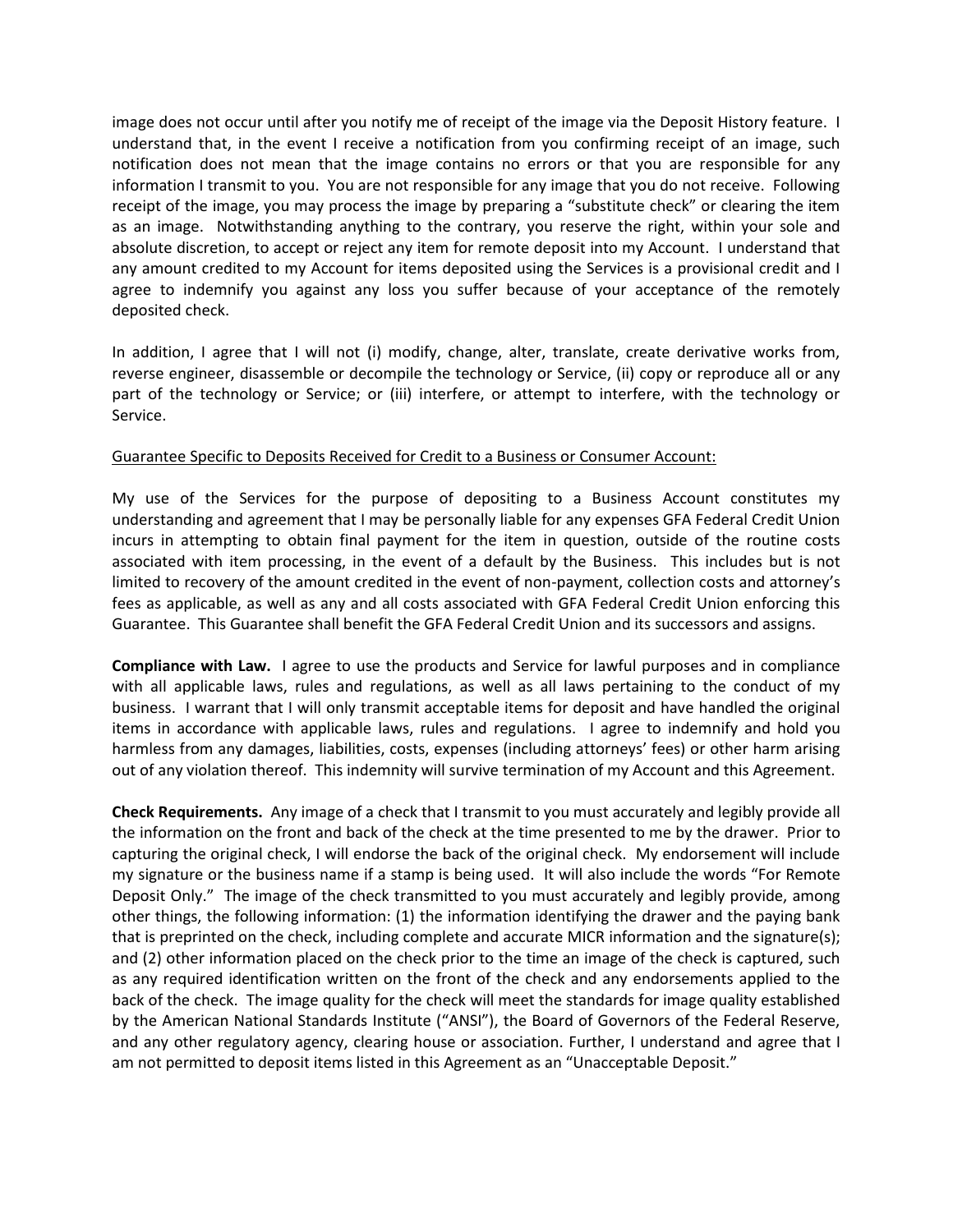image does not occur until after you notify me of receipt of the image via the Deposit History feature. I understand that, in the event I receive a notification from you confirming receipt of an image, such notification does not mean that the image contains no errors or that you are responsible for any information I transmit to you. You are not responsible for any image that you do not receive. Following receipt of the image, you may process the image by preparing a "substitute check" or clearing the item as an image. Notwithstanding anything to the contrary, you reserve the right, within your sole and absolute discretion, to accept or reject any item for remote deposit into my Account. I understand that any amount credited to my Account for items deposited using the Services is a provisional credit and I agree to indemnify you against any loss you suffer because of your acceptance of the remotely deposited check.

In addition, I agree that I will not (i) modify, change, alter, translate, create derivative works from, reverse engineer, disassemble or decompile the technology or Service, (ii) copy or reproduce all or any part of the technology or Service; or (iii) interfere, or attempt to interfere, with the technology or Service.

<u>Guarantee Specific to Deposits Received for Credit to a Business or Consumer Account:</u>

My use of the Services for the purpose of depositing to a Business Account constitutes my understanding and agreement that I may be personally liable for any expenses GFA Federal Credit Union incurs in attempting to obtain final payment for the item in question, outside of the routine costs associated with item processing, in the event of a default by the Business. This includes but is not limited to recovery of the amount credited in the event of non-payment, collection costs and attorney's fees as applicable, as well as any and all costs associated with GFA Federal Credit Union enforcing this Guarantee. This Guarantee shall benefit the GFA Federal Credit Union and its successors and assigns.

**Compliance with Law.** I agree to use the products and Service for lawful purposes and in compliance with all applicable laws, rules and regulations, as well as all laws pertaining to the conduct of my business. I warrant that I will only transmit acceptable items for deposit and have handled the original items in accordance with applicable laws, rules and regulations. I agree to indemnify and hold you harmless from any damages, liabilities, costs, expenses (including attorneys' fees) or other harm arising out of any violation thereof. This indemnity will survive termination of my Account and this Agreement.

**Check Requirements.** Any image of a check that I transmit to you must accurately and legibly provide all the information on the front and back of the check at the time presented to me by the drawer. Prior to capturing the original check, I will endorse the back of the original check. My endorsement will include my signature or the business name if a stamp is being used. It will also include the words "For Remote Deposit Only." The image of the check transmitted to you must accurately and legibly provide, among other things, the following information: (1) the information identifying the drawer and the paying bank that is preprinted on the check, including complete and accurate MICR information and the signature(s); and (2) other information placed on the check prior to the time an image of the check is captured, such as any required identification written on the front of the check and any endorsements applied to the back of the check. The image quality for the check will meet the standards for image quality established by the American National Standards Institute ("ANSI"), the Board of Governors of the Federal Reserve, and any other regulatory agency, clearing house or association. Further, I understand and agree that I am not permitted to deposit items listed in this Agreement as an "Unacceptable Deposit."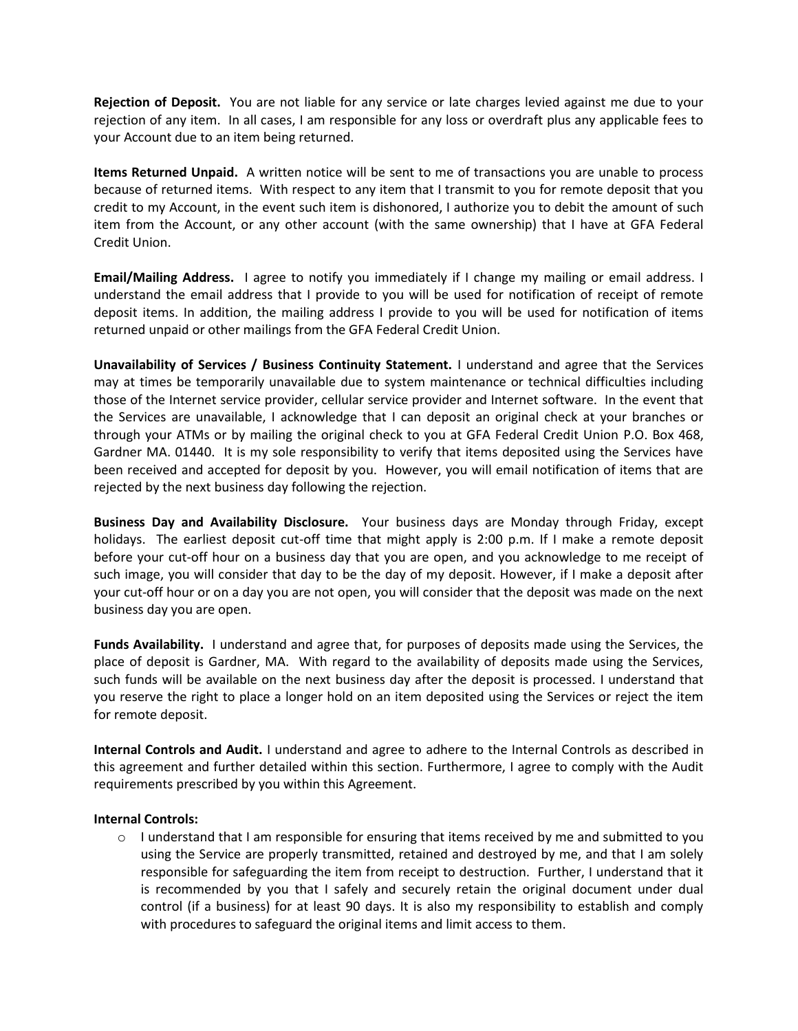**Rejection of Deposit.** You are not liable for any service or late charges levied against me due to your rejection of any item. In all cases, I am responsible for any loss or overdraft plus any applicable fees to your Account due to an item being returned.

**Items Returned Unpaid.** A written notice will be sent to me of transactions you are unable to process because of returned items. With respect to any item that I transmit to you for remote deposit that you credit to my Account, in the event such item is dishonored, I authorize you to debit the amount of such item from the Account, or any other account (with the same ownership) that I have at GFA Federal Credit Union.

**Email/Mailing Address.** I agree to notify you immediately if I change my mailing or email address. I understand the email address that I provide to you will be used for notification of receipt of remote deposit items. In addition, the mailing address I provide to you will be used for notification of items returned unpaid or other mailings from the GFA Federal Credit Union.

**Unavailability of Services / Business Continuity Statement.** I understand and agree that the Services may at times be temporarily unavailable due to system maintenance or technical difficulties including those of the Internet service provider, cellular service provider and Internet software. In the event that the Services are unavailable, I acknowledge that I can deposit an original check at your branches or through your ATMs or by mailing the original check to you at GFA Federal Credit Union P.O. Box 468, Gardner MA. 01440. It is my sole responsibility to verify that items deposited using the Services have been received and accepted for deposit by you. However, you will email notification of items that are rejected by the next business day following the rejection.

**Business Day and Availability Disclosure.** Your business days are Monday through Friday, except holidays. The earliest deposit cut-off time that might apply is 2:00 p.m. If I make a remote deposit before your cut-off hour on a business day that you are open, and you acknowledge to me receipt of such image, you will consider that day to be the day of my deposit. However, if I make a deposit after your cut-off hour or on a day you are not open, you will consider that the deposit was made on the next business day you are open.

**Funds Availability.** I understand and agree that, for purposes of deposits made using the Services, the place of deposit is Gardner, MA. With regard to the availability of deposits made using the Services, such funds will be available on the next business day after the deposit is processed. I understand that you reserve the right to place a longer hold on an item deposited using the Services or reject the item for remote deposit.

**Internal Controls and Audit.** I understand and agree to adhere to the Internal Controls as described in this agreement and further detailed within this section. Furthermore, I agree to comply with the Audit requirements prescribed by you within this Agreement.

**Internal Controls:**

- I understand that I am responsible for ensuring that items received by me and submitted to you using the Service are properly transmitted, retained and destroyed by me, and that I am solely responsible for safeguarding the item from receipt to destruction. Further, I understand that it is recommended by you that I safely and securely retain the original document under dual control (if a business) for at least 90 days. It is also my responsibility to establish and comply with procedures to safeguard the original items and limit access to them.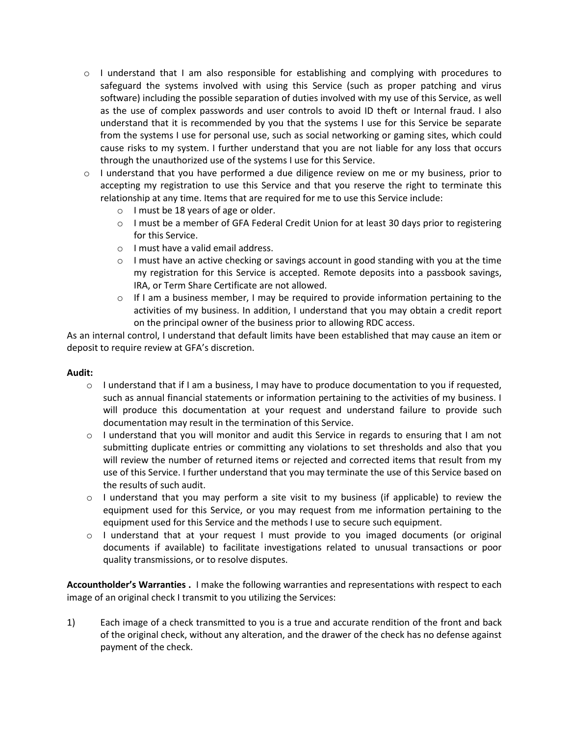- I understand that I am also responsible for establishing and complying with procedures to safeguard the systems involved with using this Service (such as proper patching and virus software) including the possible separation of duties involved with my use of this Service, as well as the use of complex passwords and user controls to avoid ID theft or Internal fraud. I also understand that it is recommended by you that the systems I use for this Service be separate from the systems I use for personal use, such as social networking or gaming sites, which could cause risks to my system. I further understand that you are not liable for any loss that occurs through the unauthorized use of the systems I use for this Service.
- I understand that you have performed a due diligence review on me or my business, prior to accepting my registration to use this Service and that you reserve the right to terminate this relationship at any time. Items that are required for me to use this Service include:
  - I must be 18 years of age or older.
  - I must be a member of GFA Federal Credit Union for at least 30 days prior to registering for this Service.
  - I must have a valid email address.
  - I must have an active checking or savings account in good standing with you at the time my registration for this Service is accepted. Remote deposits into a passbook savings, IRA, or Term Share Certificate are not allowed.
  - If I am a business member, I may be required to provide information pertaining to the activities of my business. In addition, I understand that you may obtain a credit report on the principal owner of the business prior to allowing RDC access.

As an internal control, I understand that default limits have been established that may cause an item or deposit to require review at GFA's discretion.

**Audit:**

- I understand that if I am a business, I may have to produce documentation to you if requested, such as annual financial statements or information pertaining to the activities of my business. I will produce this documentation at your request and understand failure to provide such documentation may result in the termination of this Service.
- I understand that you will monitor and audit this Service in regards to ensuring that I am not submitting duplicate entries or committing any violations to set thresholds and also that you will review the number of returned items or rejected and corrected items that result from my use of this Service. I further understand that you may terminate the use of this Service based on the results of such audit.
- I understand that you may perform a site visit to my business (if applicable) to review the equipment used for this Service, or you may request from me information pertaining to the equipment used for this Service and the methods I use to secure such equipment.
- I understand that at your request I must provide to you imaged documents (or original documents if available) to facilitate investigations related to unusual transactions or poor quality transmissions, or to resolve disputes.

**Accountholder's Warranties .** I make the following warranties and representations with respect to each image of an original check I transmit to you utilizing the Services:

1) Each image of a check transmitted to you is a true and accurate rendition of the front and back of the original check, without any alteration, and the drawer of the check has no defense against payment of the check.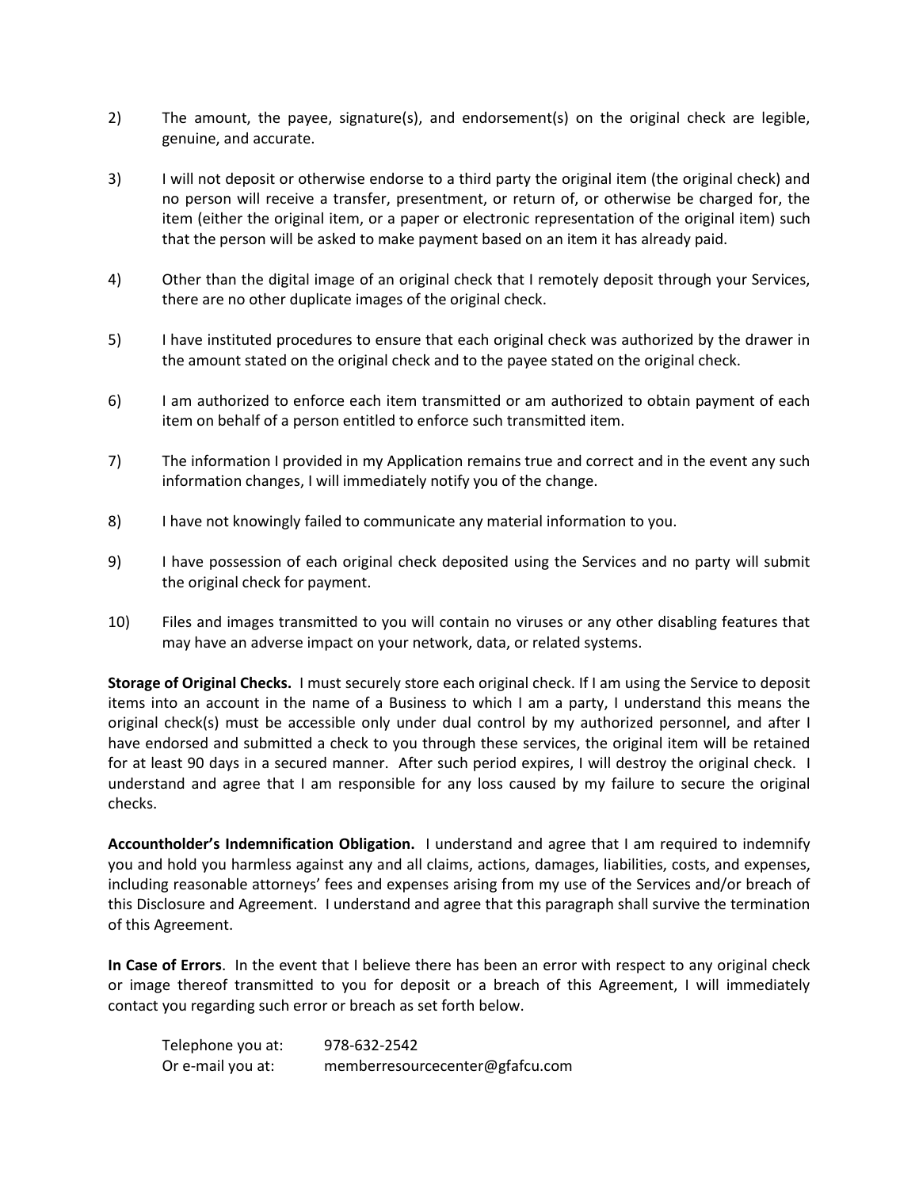2) The amount, the payee, signature(s), and endorsement(s) on the original check are legible, genuine, and accurate.

3) I will not deposit or otherwise endorse to a third party the original item (the original check) and no person will receive a transfer, presentment, or return of, or otherwise be charged for, the item (either the original item, or a paper or electronic representation of the original item) such that the person will be asked to make payment based on an item it has already paid.

4) Other than the digital image of an original check that I remotely deposit through your Services, there are no other duplicate images of the original check.

5) I have instituted procedures to ensure that each original check was authorized by the drawer in the amount stated on the original check and to the payee stated on the original check.

6) I am authorized to enforce each item transmitted or am authorized to obtain payment of each item on behalf of a person entitled to enforce such transmitted item.

7) The information I provided in my Application remains true and correct and in the event any such information changes, I will immediately notify you of the change.

8) I have not knowingly failed to communicate any material information to you.

9) I have possession of each original check deposited using the Services and no party will submit the original check for payment.

10) Files and images transmitted to you will contain no viruses or any other disabling features that may have an adverse impact on your network, data, or related systems.

**Storage of Original Checks.** I must securely store each original check. If I am using the Service to deposit items into an account in the name of a Business to which I am a party, I understand this means the original check(s) must be accessible only under dual control by my authorized personnel, and after I have endorsed and submitted a check to you through these services, the original item will be retained for at least 90 days in a secured manner. After such period expires, I will destroy the original check. I understand and agree that I am responsible for any loss caused by my failure to secure the original checks.

**Accountholder's Indemnification Obligation.** I understand and agree that I am required to indemnify you and hold you harmless against any and all claims, actions, damages, liabilities, costs, and expenses, including reasonable attorneys' fees and expenses arising from my use of the Services and/or breach of this Disclosure and Agreement. I understand and agree that this paragraph shall survive the termination of this Agreement.

**In Case of Errors**. In the event that I believe there has been an error with respect to any original check or image thereof transmitted to you for deposit or a breach of this Agreement, I will immediately contact you regarding such error or breach as set forth below.

Telephone you at: 978-632-2542
Or e-mail you at: memberresourcecenter@gfafcu.com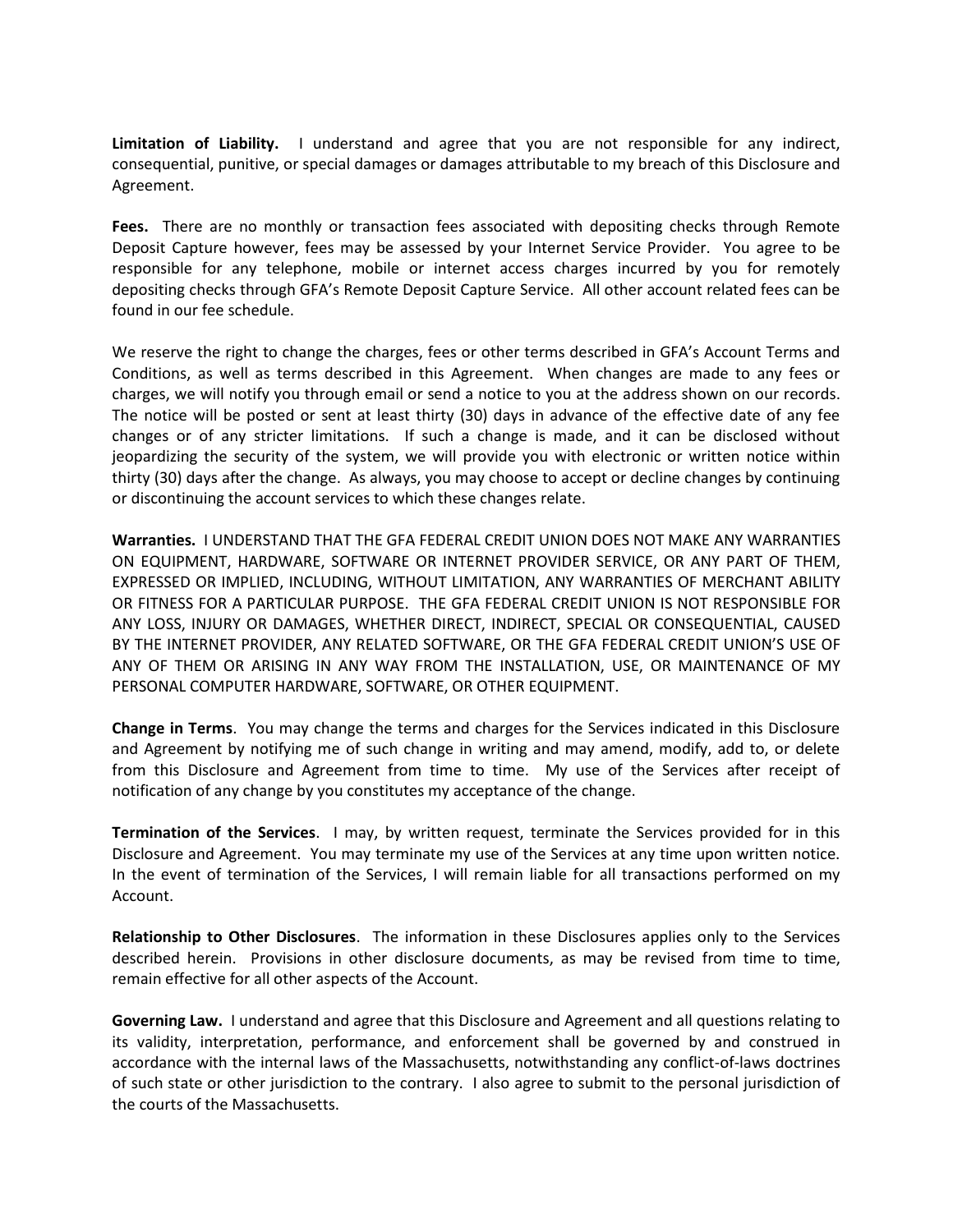**Limitation of Liability.** I understand and agree that you are not responsible for any indirect, consequential, punitive, or special damages or damages attributable to my breach of this Disclosure and Agreement.

**Fees.** There are no monthly or transaction fees associated with depositing checks through Remote Deposit Capture however, fees may be assessed by your Internet Service Provider. You agree to be responsible for any telephone, mobile or internet access charges incurred by you for remotely depositing checks through GFA's Remote Deposit Capture Service. All other account related fees can be found in our fee schedule.

We reserve the right to change the charges, fees or other terms described in GFA's Account Terms and Conditions, as well as terms described in this Agreement. When changes are made to any fees or charges, we will notify you through email or send a notice to you at the address shown on our records. The notice will be posted or sent at least thirty (30) days in advance of the effective date of any fee changes or of any stricter limitations. If such a change is made, and it can be disclosed without jeopardizing the security of the system, we will provide you with electronic or written notice within thirty (30) days after the change. As always, you may choose to accept or decline changes by continuing or discontinuing the account services to which these changes relate.

**Warranties.** I UNDERSTAND THAT THE GFA FEDERAL CREDIT UNION DOES NOT MAKE ANY WARRANTIES ON EQUIPMENT, HARDWARE, SOFTWARE OR INTERNET PROVIDER SERVICE, OR ANY PART OF THEM, EXPRESSED OR IMPLIED, INCLUDING, WITHOUT LIMITATION, ANY WARRANTIES OF MERCHANT ABILITY OR FITNESS FOR A PARTICULAR PURPOSE. THE GFA FEDERAL CREDIT UNION IS NOT RESPONSIBLE FOR ANY LOSS, INJURY OR DAMAGES, WHETHER DIRECT, INDIRECT, SPECIAL OR CONSEQUENTIAL, CAUSED BY THE INTERNET PROVIDER, ANY RELATED SOFTWARE, OR THE GFA FEDERAL CREDIT UNION'S USE OF ANY OF THEM OR ARISING IN ANY WAY FROM THE INSTALLATION, USE, OR MAINTENANCE OF MY PERSONAL COMPUTER HARDWARE, SOFTWARE, OR OTHER EQUIPMENT.

**Change in Terms**. You may change the terms and charges for the Services indicated in this Disclosure and Agreement by notifying me of such change in writing and may amend, modify, add to, or delete from this Disclosure and Agreement from time to time. My use of the Services after receipt of notification of any change by you constitutes my acceptance of the change.

**Termination of the Services**. I may, by written request, terminate the Services provided for in this Disclosure and Agreement. You may terminate my use of the Services at any time upon written notice. In the event of termination of the Services, I will remain liable for all transactions performed on my Account.

**Relationship to Other Disclosures**. The information in these Disclosures applies only to the Services described herein. Provisions in other disclosure documents, as may be revised from time to time, remain effective for all other aspects of the Account.

**Governing Law.** I understand and agree that this Disclosure and Agreement and all questions relating to its validity, interpretation, performance, and enforcement shall be governed by and construed in accordance with the internal laws of the Massachusetts, notwithstanding any conflict-of-laws doctrines of such state or other jurisdiction to the contrary. I also agree to submit to the personal jurisdiction of the courts of the Massachusetts.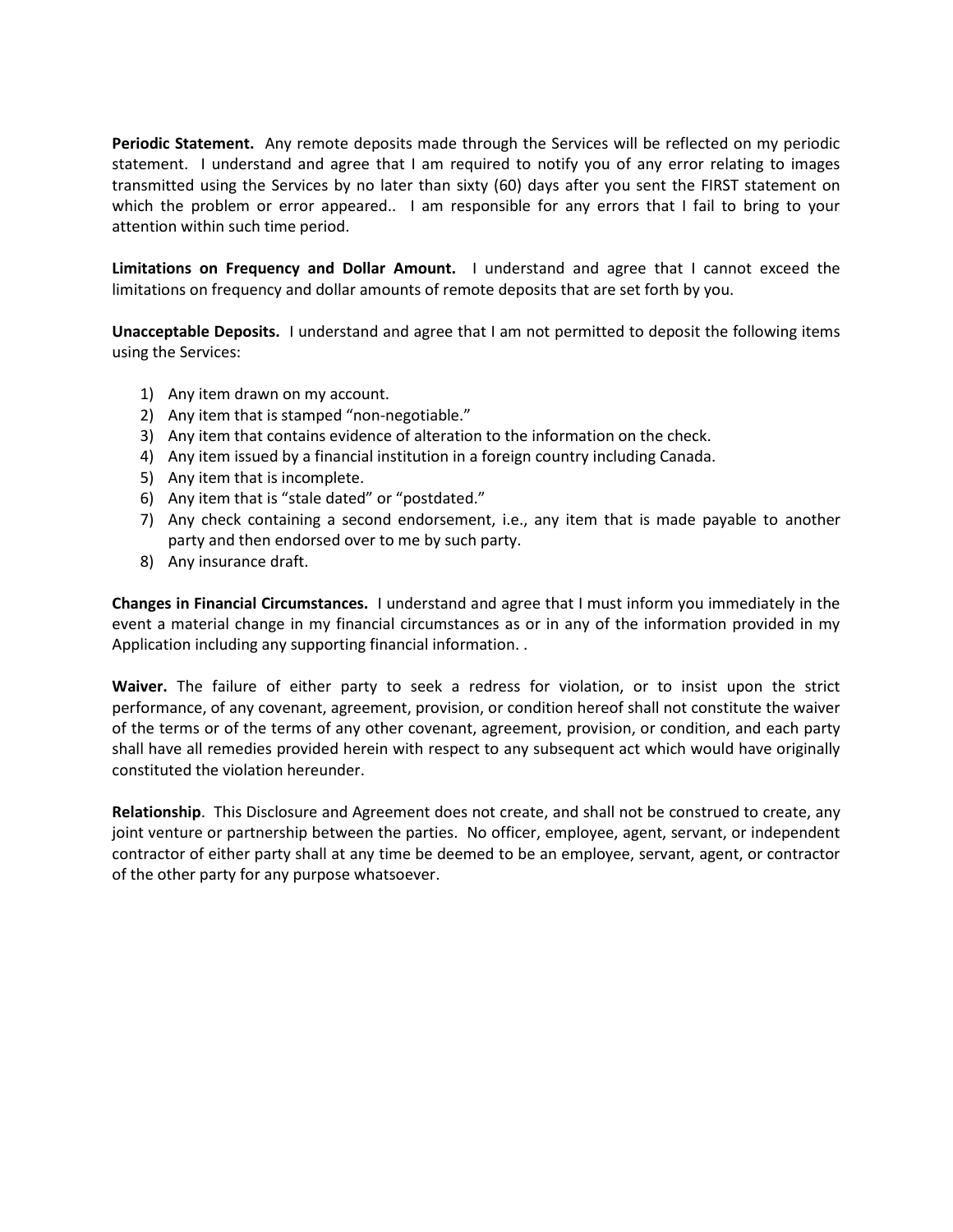**Periodic Statement.** Any remote deposits made through the Services will be reflected on my periodic statement. I understand and agree that I am required to notify you of any error relating to images transmitted using the Services by no later than sixty (60) days after you sent the FIRST statement on which the problem or error appeared.. I am responsible for any errors that I fail to bring to your attention within such time period.

**Limitations on Frequency and Dollar Amount.** I understand and agree that I cannot exceed the limitations on frequency and dollar amounts of remote deposits that are set forth by you.

**Unacceptable Deposits.** I understand and agree that I am not permitted to deposit the following items using the Services:

1) Any item drawn on my account.
2) Any item that is stamped "non-negotiable."
3) Any item that contains evidence of alteration to the information on the check.
4) Any item issued by a financial institution in a foreign country including Canada.
5) Any item that is incomplete.
6) Any item that is "stale dated" or "postdated."
7) Any check containing a second endorsement, i.e., any item that is made payable to another party and then endorsed over to me by such party.
8) Any insurance draft.

**Changes in Financial Circumstances.** I understand and agree that I must inform you immediately in the event a material change in my financial circumstances as or in any of the information provided in my Application including any supporting financial information. .

**Waiver.** The failure of either party to seek a redress for violation, or to insist upon the strict performance, of any covenant, agreement, provision, or condition hereof shall not constitute the waiver of the terms or of the terms of any other covenant, agreement, provision, or condition, and each party shall have all remedies provided herein with respect to any subsequent act which would have originally constituted the violation hereunder.

**Relationship**. This Disclosure and Agreement does not create, and shall not be construed to create, any joint venture or partnership between the parties. No officer, employee, agent, servant, or independent contractor of either party shall at any time be deemed to be an employee, servant, agent, or contractor of the other party for any purpose whatsoever.